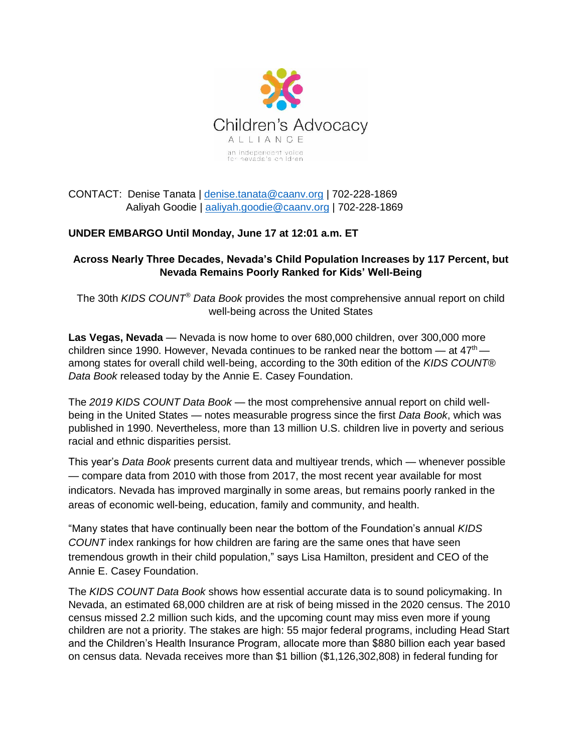Children's Advocacy ALLIANCE

an independent voice for nevada's children

CONTACT: Denise Tanata | denise.tanata@caanv.org | 702-228-1869
Aaliyah Goodie | aaliyah.goodie@caanv.org | 702-228-1869

**UNDER EMBARGO Until Monday, June 17 at 12:01 a.m. ET**

**Across Nearly Three Decades, Nevada's Child Population Increases by 117 Percent, but Nevada Remains Poorly Ranked for Kids' Well-Being**

The 30th *KIDS COUNT®* *Data Book* provides the most comprehensive annual report on child well-being across the United States

**Las Vegas, Nevada** — Nevada is now home to over 680,000 children, over 300,000 more children since 1990. However, Nevada continues to be ranked near the bottom — at 47th — among states for overall child well-being, according to the 30th edition of the *KIDS COUNT® Data Book* released today by the Annie E. Casey Foundation.

The *2019 KIDS COUNT Data Book* — the most comprehensive annual report on child well-being in the United States — notes measurable progress since the first *Data Book*, which was published in 1990. Nevertheless, more than 13 million U.S. children live in poverty and serious racial and ethnic disparities persist.

This year's *Data Book* presents current data and multiyear trends, which — whenever possible — compare data from 2010 with those from 2017, the most recent year available for most indicators. Nevada has improved marginally in some areas, but remains poorly ranked in the areas of economic well-being, education, family and community, and health.

"Many states that have continually been near the bottom of the Foundation's annual *KIDS COUNT* index rankings for how children are faring are the same ones that have seen tremendous growth in their child population," says Lisa Hamilton, president and CEO of the Annie E. Casey Foundation.

The *KIDS COUNT Data Book* shows how essential accurate data is to sound policymaking. In Nevada, an estimated 68,000 children are at risk of being missed in the 2020 census. The 2010 census missed 2.2 million such kids, and the upcoming count may miss even more if young children are not a priority. The stakes are high: 55 major federal programs, including Head Start and the Children's Health Insurance Program, allocate more than $880 billion each year based on census data. Nevada receives more than $1 billion ($1,126,302,808) in federal funding for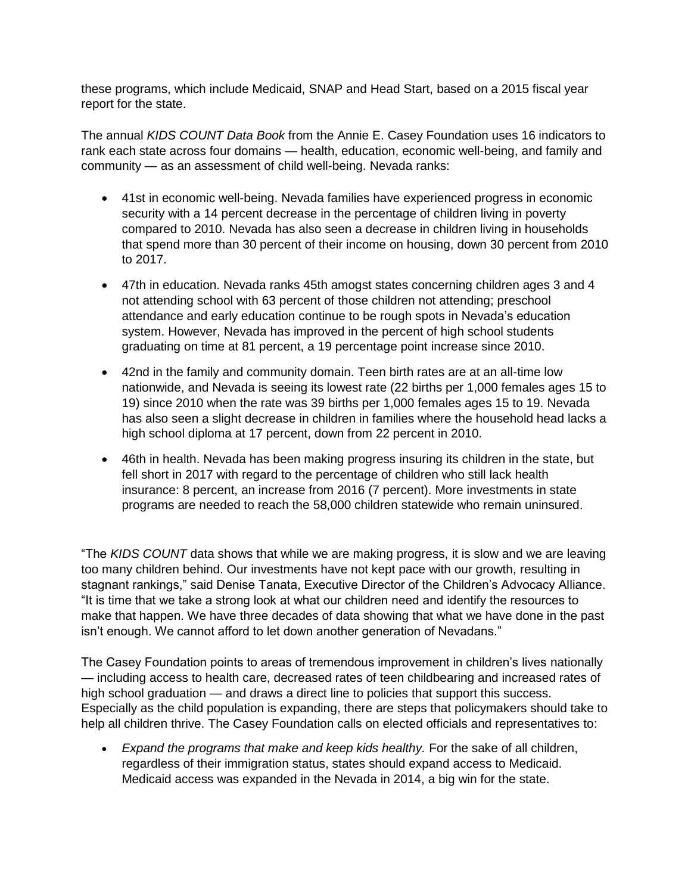these programs, which include Medicaid, SNAP and Head Start, based on a 2015 fiscal year report for the state.

The annual *KIDS COUNT Data Book* from the Annie E. Casey Foundation uses 16 indicators to rank each state across four domains — health, education, economic well-being, and family and community — as an assessment of child well-being. Nevada ranks:

- 41st in economic well-being. Nevada families have experienced progress in economic security with a 14 percent decrease in the percentage of children living in poverty compared to 2010. Nevada has also seen a decrease in children living in households that spend more than 30 percent of their income on housing, down 30 percent from 2010 to 2017.
- 47th in education. Nevada ranks 45th amogst states concerning children ages 3 and 4 not attending school with 63 percent of those children not attending; preschool attendance and early education continue to be rough spots in Nevada's education system. However, Nevada has improved in the percent of high school students graduating on time at 81 percent, a 19 percentage point increase since 2010.
- 42nd in the family and community domain. Teen birth rates are at an all-time low nationwide, and Nevada is seeing its lowest rate (22 births per 1,000 females ages 15 to 19) since 2010 when the rate was 39 births per 1,000 females ages 15 to 19. Nevada has also seen a slight decrease in children in families where the household head lacks a high school diploma at 17 percent, down from 22 percent in 2010.
- 46th in health. Nevada has been making progress insuring its children in the state, but fell short in 2017 with regard to the percentage of children who still lack health insurance: 8 percent, an increase from 2016 (7 percent). More investments in state programs are needed to reach the 58,000 children statewide who remain uninsured.

"The *KIDS COUNT* data shows that while we are making progress, it is slow and we are leaving too many children behind. Our investments have not kept pace with our growth, resulting in stagnant rankings," said Denise Tanata, Executive Director of the Children's Advocacy Alliance. "It is time that we take a strong look at what our children need and identify the resources to make that happen. We have three decades of data showing that what we have done in the past isn't enough. We cannot afford to let down another generation of Nevadans."

The Casey Foundation points to areas of tremendous improvement in children's lives nationally — including access to health care, decreased rates of teen childbearing and increased rates of high school graduation — and draws a direct line to policies that support this success. Especially as the child population is expanding, there are steps that policymakers should take to help all children thrive. The Casey Foundation calls on elected officials and representatives to:

- *Expand the programs that make and keep kids healthy.* For the sake of all children, regardless of their immigration status, states should expand access to Medicaid. Medicaid access was expanded in the Nevada in 2014, a big win for the state.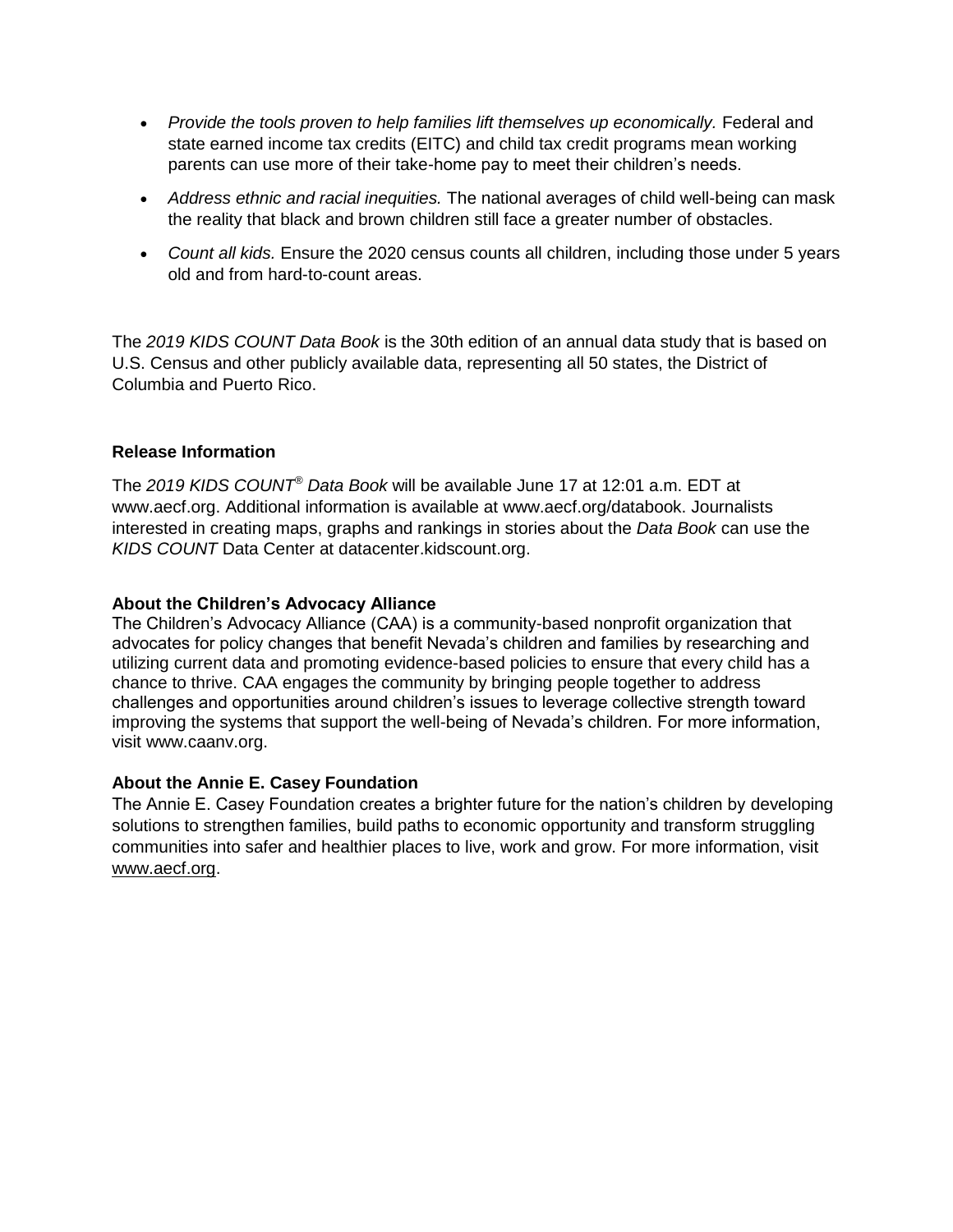- *Provide the tools proven to help families lift themselves up economically.* Federal and state earned income tax credits (EITC) and child tax credit programs mean working parents can use more of their take-home pay to meet their children's needs.
- *Address ethnic and racial inequities.* The national averages of child well-being can mask the reality that black and brown children still face a greater number of obstacles.
- *Count all kids.* Ensure the 2020 census counts all children, including those under 5 years old and from hard-to-count areas.

The *2019 KIDS COUNT Data Book* is the 30th edition of an annual data study that is based on U.S. Census and other publicly available data, representing all 50 states, the District of Columbia and Puerto Rico.

**Release Information**

The *2019 KIDS COUNT® Data Book* will be available June 17 at 12:01 a.m. EDT at www.aecf.org. Additional information is available at www.aecf.org/databook. Journalists interested in creating maps, graphs and rankings in stories about the *Data Book* can use the *KIDS COUNT* Data Center at datacenter.kidscount.org.

**About the Children's Advocacy Alliance**

The Children's Advocacy Alliance (CAA) is a community-based nonprofit organization that advocates for policy changes that benefit Nevada's children and families by researching and utilizing current data and promoting evidence-based policies to ensure that every child has a chance to thrive. CAA engages the community by bringing people together to address challenges and opportunities around children's issues to leverage collective strength toward improving the systems that support the well-being of Nevada's children. For more information, visit www.caanv.org.

**About the Annie E. Casey Foundation**

The Annie E. Casey Foundation creates a brighter future for the nation's children by developing solutions to strengthen families, build paths to economic opportunity and transform struggling communities into safer and healthier places to live, work and grow. For more information, visit www.aecf.org.